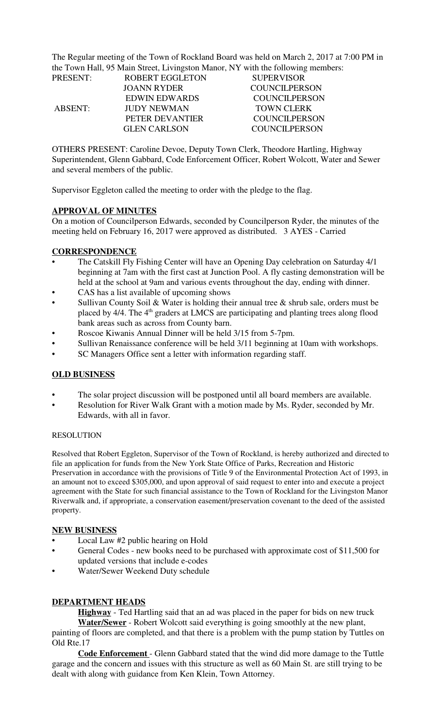The Regular meeting of the Town of Rockland Board was held on March 2, 2017 at 7:00 PM in the Town Hall, 95 Main Street, Livingston Manor, NY with the following members:

| | | |
|---|---|---|
| PRESENT: | ROBERT EGGLETON | SUPERVISOR |
| | JOANN RYDER | COUNCILPERSON |
| | EDWIN EDWARDS | COUNCILPERSON |
| ABSENT: | JUDY NEWMAN | TOWN CLERK |
| | PETER DEVANTIER | COUNCILPERSON |
| | GLEN CARLSON | COUNCILPERSON |

OTHERS PRESENT: Caroline Devoe, Deputy Town Clerk, Theodore Hartling, Highway Superintendent, Glenn Gabbard, Code Enforcement Officer, Robert Wolcott, Water and Sewer and several members of the public.

Supervisor Eggleton called the meeting to order with the pledge to the flag.

**APPROVAL OF MINUTES**

On a motion of Councilperson Edwards, seconded by Councilperson Ryder, the minutes of the meeting held on February 16, 2017 were approved as distributed. 3 AYES - Carried

**CORRESPONDENCE**

- The Catskill Fly Fishing Center will have an Opening Day celebration on Saturday 4/1 beginning at 7am with the first cast at Junction Pool. A fly casting demonstration will be held at the school at 9am and various events throughout the day, ending with dinner.
- CAS has a list available of upcoming shows
- Sullivan County Soil & Water is holding their annual tree & shrub sale, orders must be placed by 4/4. The 4th graders at LMCS are participating and planting trees along flood bank areas such as across from County barn.
- Roscoe Kiwanis Annual Dinner will be held 3/15 from 5-7pm.
- Sullivan Renaissance conference will be held 3/11 beginning at 10am with workshops.
- SC Managers Office sent a letter with information regarding staff.

**OLD BUSINESS**

- The solar project discussion will be postponed until all board members are available.
- Resolution for River Walk Grant with a motion made by Ms. Ryder, seconded by Mr. Edwards, with all in favor.

RESOLUTION

Resolved that Robert Eggleton, Supervisor of the Town of Rockland, is hereby authorized and directed to file an application for funds from the New York State Office of Parks, Recreation and Historic Preservation in accordance with the provisions of Title 9 of the Environmental Protection Act of 1993, in an amount not to exceed $305,000, and upon approval of said request to enter into and execute a project agreement with the State for such financial assistance to the Town of Rockland for the Livingston Manor Riverwalk and, if appropriate, a conservation easement/preservation covenant to the deed of the assisted property.

**NEW BUSINESS**

- Local Law #2 public hearing on Hold
- General Codes - new books need to be purchased with approximate cost of $11,500 for updated versions that include e-codes
- Water/Sewer Weekend Duty schedule

**DEPARTMENT HEADS**

**Highway** - Ted Hartling said that an ad was placed in the paper for bids on new truck

**Water/Sewer** - Robert Wolcott said everything is going smoothly at the new plant, painting of floors are completed, and that there is a problem with the pump station by Tuttles on Old Rte.17

**Code Enforcement** - Glenn Gabbard stated that the wind did more damage to the Tuttle garage and the concern and issues with this structure as well as 60 Main St. are still trying to be dealt with along with guidance from Ken Klein, Town Attorney.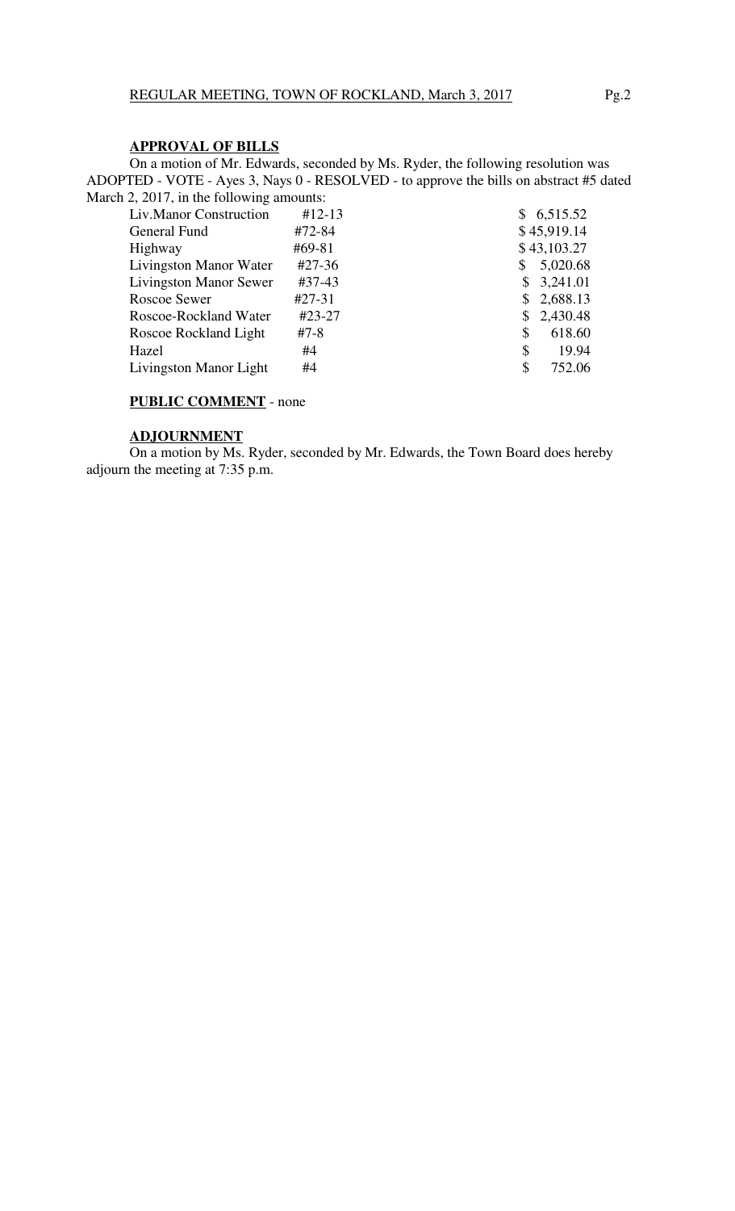**APPROVAL OF BILLS**

On a motion of Mr. Edwards, seconded by Ms. Ryder, the following resolution was ADOPTED - VOTE - Ayes 3, Nays 0 - RESOLVED - to approve the bills on abstract #5 dated March 2, 2017, in the following amounts:

| | | |
|---|---|---|
| Liv.Manor Construction | #12-13 | $ 6,515.52 |
| General Fund | #72-84 | $ 45,919.14 |
| Highway | #69-81 | $ 43,103.27 |
| Livingston Manor Water | #27-36 | $ 5,020.68 |
| Livingston Manor Sewer | #37-43 | $ 3,241.01 |
| Roscoe Sewer | #27-31 | $ 2,688.13 |
| Roscoe-Rockland Water | #23-27 | $ 2,430.48 |
| Roscoe Rockland Light | #7-8 | $ 618.60 |
| Hazel | #4 | $ 19.94 |
| Livingston Manor Light | #4 | $ 752.06 |

**PUBLIC COMMENT** - none

**ADJOURNMENT**

On a motion by Ms. Ryder, seconded by Mr. Edwards, the Town Board does hereby adjourn the meeting at 7:35 p.m.